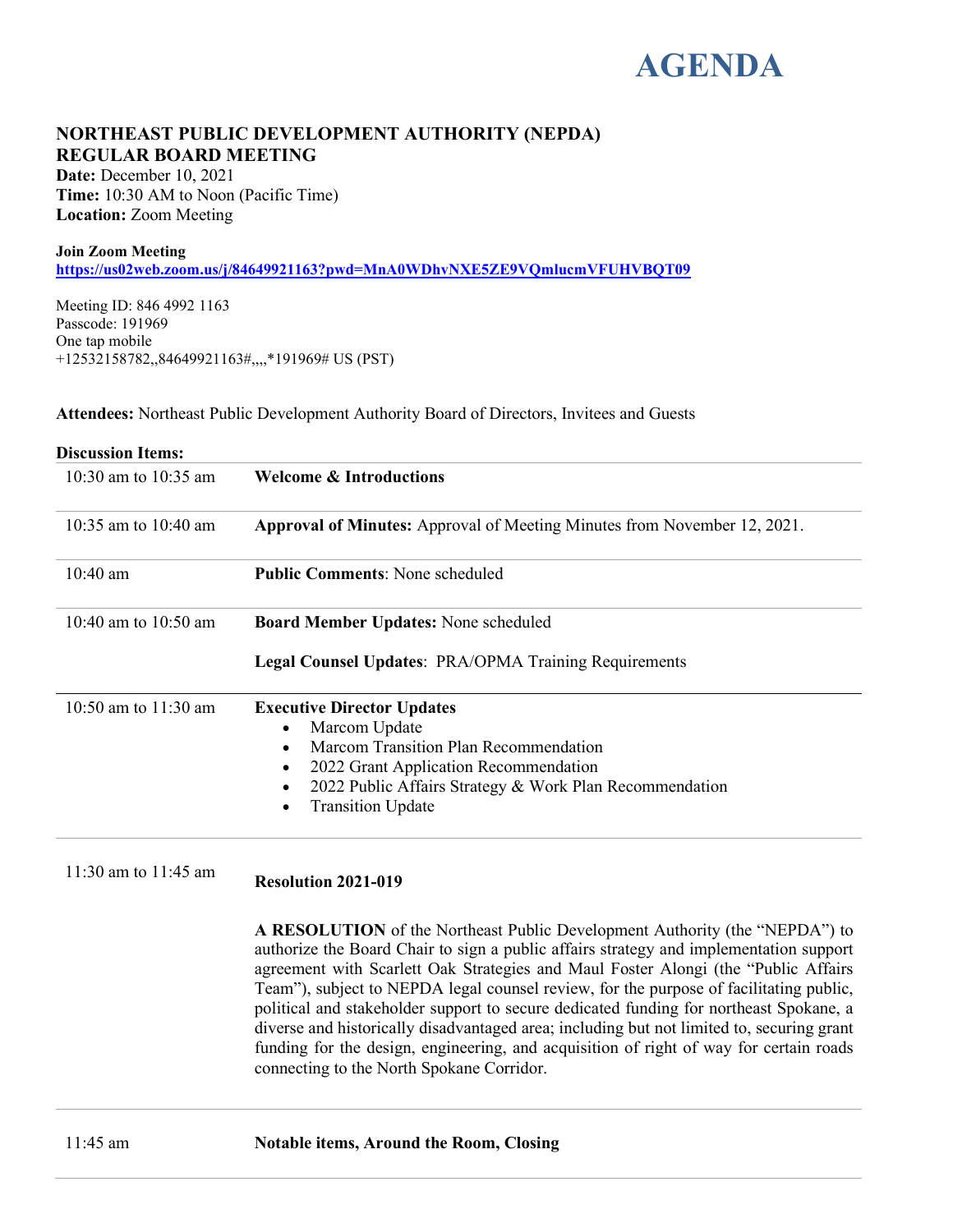# AGENDA

## NORTHEAST PUBLIC DEVELOPMENT AUTHORITY (NEPDA) REGULAR BOARD MEETING

**Date:** December 10, 2021
**Time:** 10:30 AM to Noon (Pacific Time)
**Location:** Zoom Meeting

**Join Zoom Meeting**
**https://us02web.zoom.us/j/84649921163?pwd=MnA0WDhvNXE5ZE9VQmlucmVFUHVBQT09**

Meeting ID: 846 4992 1163
Passcode: 191969
One tap mobile
+12532158782,,84649921163#,,,,*191969# US (PST)

**Attendees:** Northeast Public Development Authority Board of Directors, Invitees and Guests

**Discussion Items:**

| Time | Item |
|---|---|
| 10:30 am to 10:35 am | **Welcome & Introductions** |
| 10:35 am to 10:40 am | **Approval of Minutes:** Approval of Meeting Minutes from November 12, 2021. |
| 10:40 am | **Public Comments**: None scheduled |
| 10:40 am to 10:50 am | **Board Member Updates:** None scheduled<br><br>**Legal Counsel Updates**: PRA/OPMA Training Requirements |
| 10:50 am to 11:30 am | **Executive Director Updates**<br>• Marcom Update<br>• Marcom Transition Plan Recommendation<br>• 2022 Grant Application Recommendation<br>• 2022 Public Affairs Strategy & Work Plan Recommendation<br>• Transition Update |
| 11:30 am to 11:45 am | **Resolution 2021-019**<br><br>**A RESOLUTION** of the Northeast Public Development Authority (the "NEPDA") to authorize the Board Chair to sign a public affairs strategy and implementation support agreement with Scarlett Oak Strategies and Maul Foster Alongi (the "Public Affairs Team"), subject to NEPDA legal counsel review, for the purpose of facilitating public, political and stakeholder support to secure dedicated funding for northeast Spokane, a diverse and historically disadvantaged area; including but not limited to, securing grant funding for the design, engineering, and acquisition of right of way for certain roads connecting to the North Spokane Corridor. |
| 11:45 am | **Notable items, Around the Room, Closing** |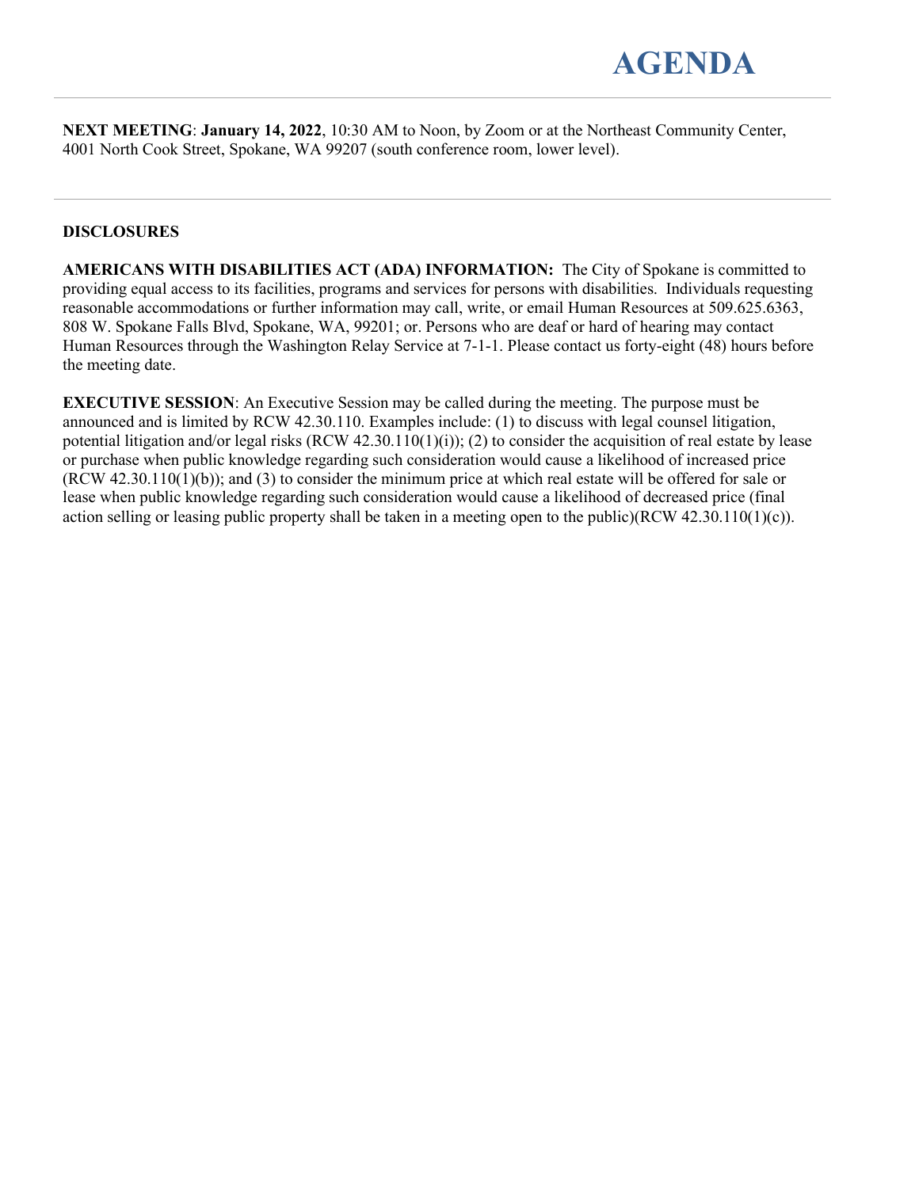# AGENDA

**NEXT MEETING**: **January 14, 2022**, 10:30 AM to Noon, by Zoom or at the Northeast Community Center, 4001 North Cook Street, Spokane, WA 99207 (south conference room, lower level).

---

**DISCLOSURES**

**AMERICANS WITH DISABILITIES ACT (ADA) INFORMATION:** The City of Spokane is committed to providing equal access to its facilities, programs and services for persons with disabilities. Individuals requesting reasonable accommodations or further information may call, write, or email Human Resources at 509.625.6363, 808 W. Spokane Falls Blvd, Spokane, WA, 99201; or. Persons who are deaf or hard of hearing may contact Human Resources through the Washington Relay Service at 7-1-1. Please contact us forty-eight (48) hours before the meeting date.

**EXECUTIVE SESSION**: An Executive Session may be called during the meeting. The purpose must be announced and is limited by RCW 42.30.110. Examples include: (1) to discuss with legal counsel litigation, potential litigation and/or legal risks (RCW 42.30.110(1)(i)); (2) to consider the acquisition of real estate by lease or purchase when public knowledge regarding such consideration would cause a likelihood of increased price (RCW 42.30.110(1)(b)); and (3) to consider the minimum price at which real estate will be offered for sale or lease when public knowledge regarding such consideration would cause a likelihood of decreased price (final action selling or leasing public property shall be taken in a meeting open to the public)(RCW 42.30.110(1)(c)).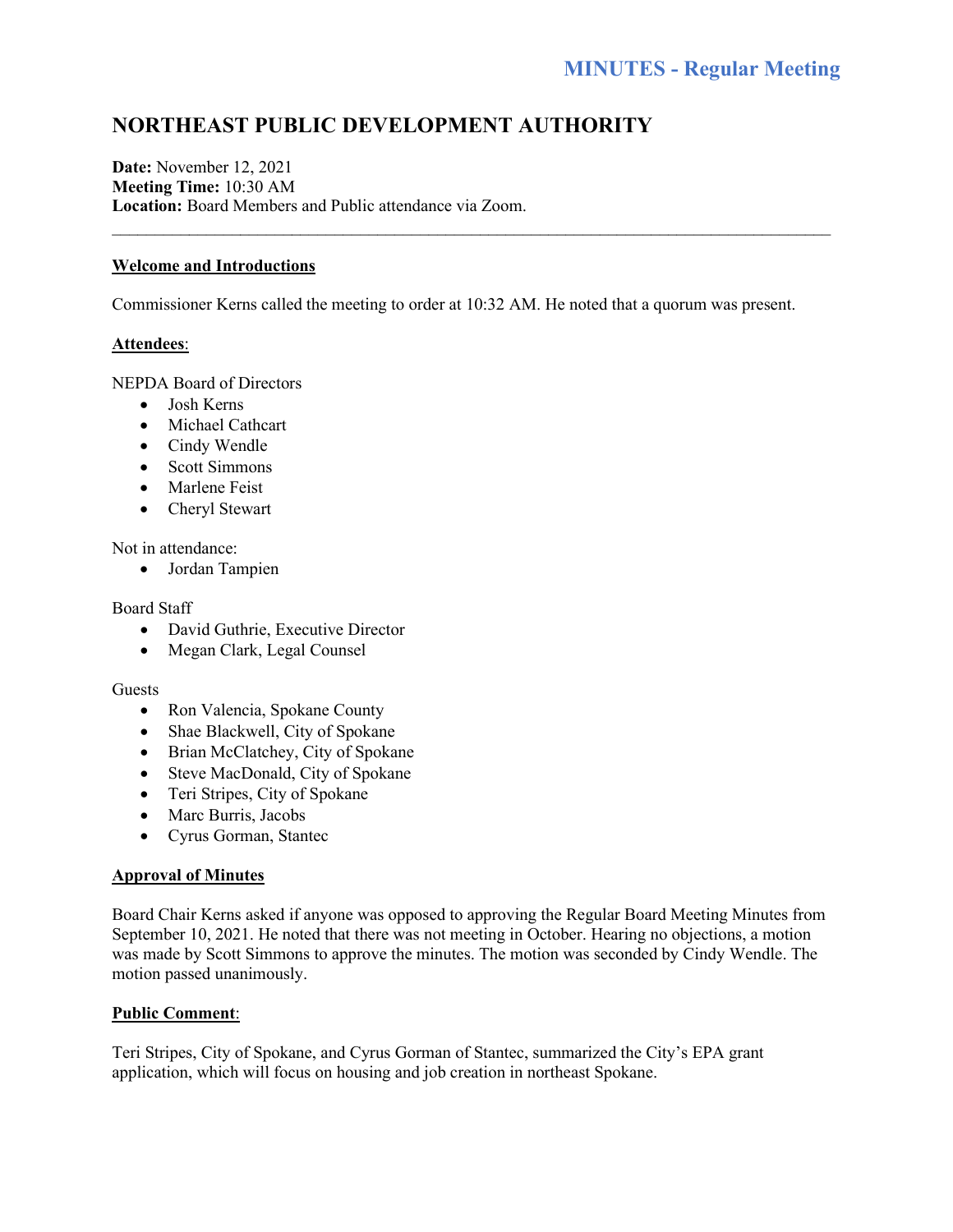**MINUTES - Regular Meeting**

# NORTHEAST PUBLIC DEVELOPMENT AUTHORITY

**Date:** November 12, 2021
**Meeting Time:** 10:30 AM
**Location:** Board Members and Public attendance via Zoom.

---

**Welcome and Introductions**

Commissioner Kerns called the meeting to order at 10:32 AM. He noted that a quorum was present.

**Attendees**:

NEPDA Board of Directors

- Josh Kerns
- Michael Cathcart
- Cindy Wendle
- Scott Simmons
- Marlene Feist
- Cheryl Stewart

Not in attendance:

- Jordan Tampien

Board Staff

- David Guthrie, Executive Director
- Megan Clark, Legal Counsel

Guests

- Ron Valencia, Spokane County
- Shae Blackwell, City of Spokane
- Brian McClatchey, City of Spokane
- Steve MacDonald, City of Spokane
- Teri Stripes, City of Spokane
- Marc Burris, Jacobs
- Cyrus Gorman, Stantec

**Approval of Minutes**

Board Chair Kerns asked if anyone was opposed to approving the Regular Board Meeting Minutes from September 10, 2021. He noted that there was not meeting in October. Hearing no objections, a motion was made by Scott Simmons to approve the minutes. The motion was seconded by Cindy Wendle. The motion passed unanimously.

**Public Comment**:

Teri Stripes, City of Spokane, and Cyrus Gorman of Stantec, summarized the City's EPA grant application, which will focus on housing and job creation in northeast Spokane.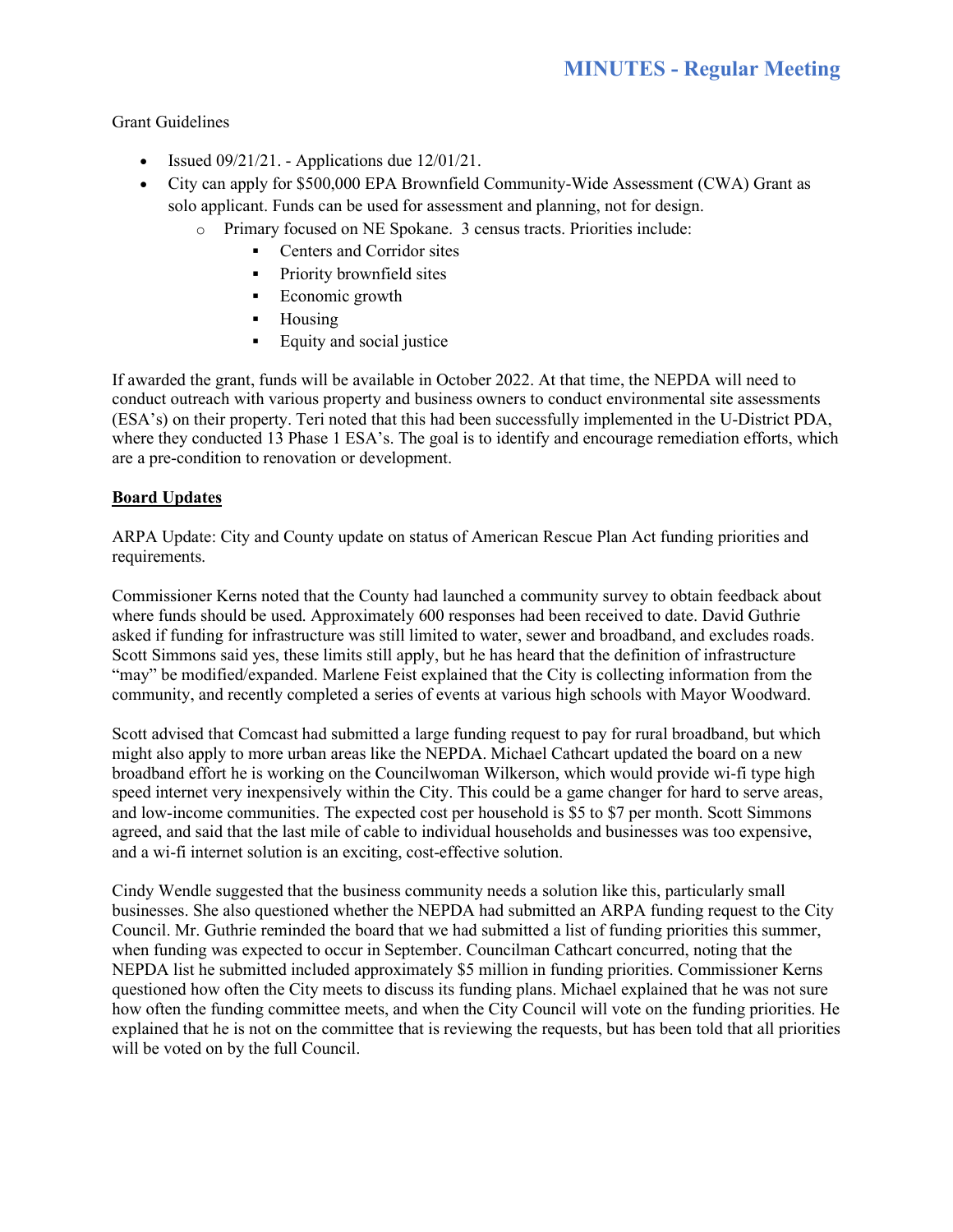Grant Guidelines

- Issued 09/21/21. - Applications due 12/01/21.
- City can apply for $500,000 EPA Brownfield Community-Wide Assessment (CWA) Grant as solo applicant. Funds can be used for assessment and planning, not for design.
  - Primary focused on NE Spokane. 3 census tracts. Priorities include:
    - Centers and Corridor sites
    - Priority brownfield sites
    - Economic growth
    - Housing
    - Equity and social justice

If awarded the grant, funds will be available in October 2022. At that time, the NEPDA will need to conduct outreach with various property and business owners to conduct environmental site assessments (ESA's) on their property. Teri noted that this had been successfully implemented in the U-District PDA, where they conducted 13 Phase 1 ESA's. The goal is to identify and encourage remediation efforts, which are a pre-condition to renovation or development.

**Board Updates**

ARPA Update: City and County update on status of American Rescue Plan Act funding priorities and requirements.

Commissioner Kerns noted that the County had launched a community survey to obtain feedback about where funds should be used. Approximately 600 responses had been received to date. David Guthrie asked if funding for infrastructure was still limited to water, sewer and broadband, and excludes roads. Scott Simmons said yes, these limits still apply, but he has heard that the definition of infrastructure "may" be modified/expanded. Marlene Feist explained that the City is collecting information from the community, and recently completed a series of events at various high schools with Mayor Woodward.

Scott advised that Comcast had submitted a large funding request to pay for rural broadband, but which might also apply to more urban areas like the NEPDA. Michael Cathcart updated the board on a new broadband effort he is working on the Councilwoman Wilkerson, which would provide wi-fi type high speed internet very inexpensively within the City. This could be a game changer for hard to serve areas, and low-income communities. The expected cost per household is $5 to $7 per month. Scott Simmons agreed, and said that the last mile of cable to individual households and businesses was too expensive, and a wi-fi internet solution is an exciting, cost-effective solution.

Cindy Wendle suggested that the business community needs a solution like this, particularly small businesses. She also questioned whether the NEPDA had submitted an ARPA funding request to the City Council. Mr. Guthrie reminded the board that we had submitted a list of funding priorities this summer, when funding was expected to occur in September. Councilman Cathcart concurred, noting that the NEPDA list he submitted included approximately $5 million in funding priorities. Commissioner Kerns questioned how often the City meets to discuss its funding plans. Michael explained that he was not sure how often the funding committee meets, and when the City Council will vote on the funding priorities. He explained that he is not on the committee that is reviewing the requests, but has been told that all priorities will be voted on by the full Council.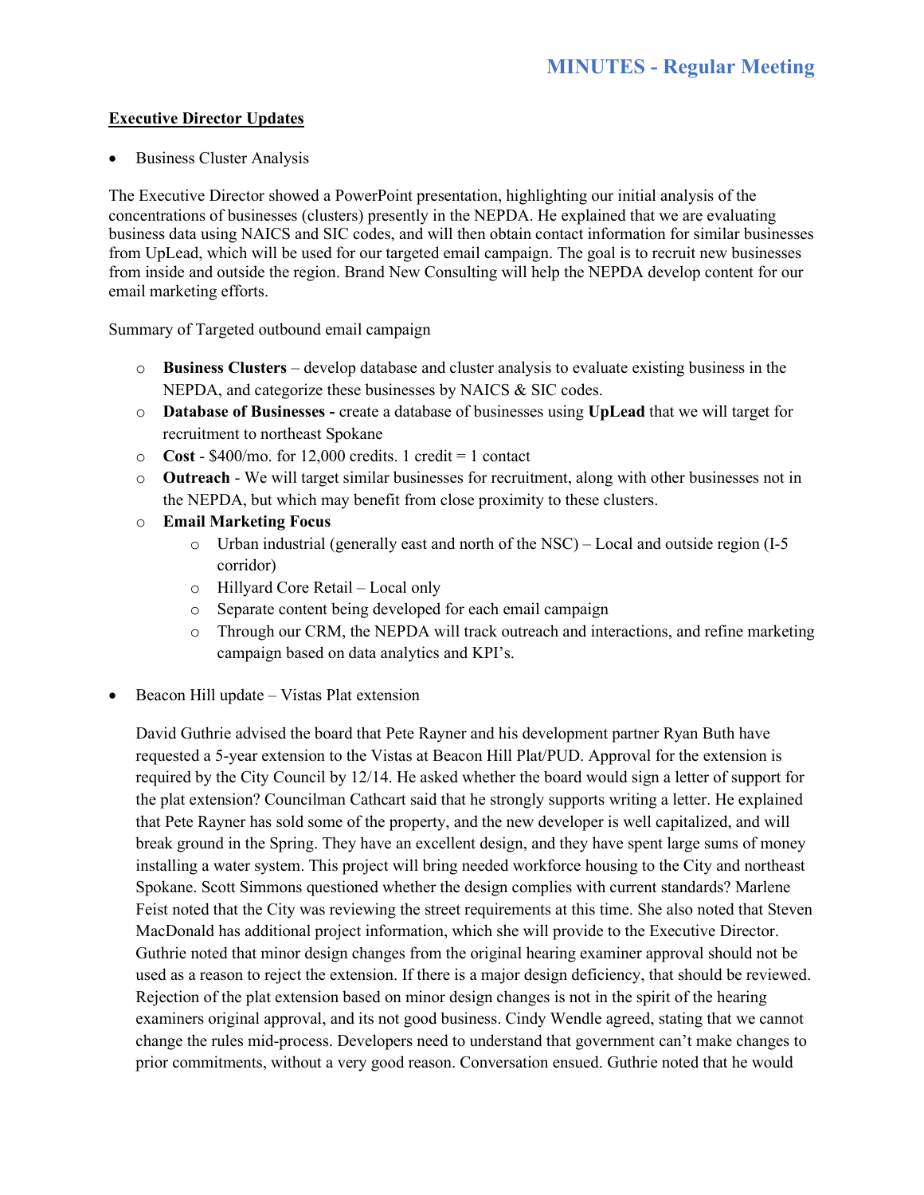**Executive Director Updates**

- Business Cluster Analysis

The Executive Director showed a PowerPoint presentation, highlighting our initial analysis of the concentrations of businesses (clusters) presently in the NEPDA. He explained that we are evaluating business data using NAICS and SIC codes, and will then obtain contact information for similar businesses from UpLead, which will be used for our targeted email campaign. The goal is to recruit new businesses from inside and outside the region. Brand New Consulting will help the NEPDA develop content for our email marketing efforts.

Summary of Targeted outbound email campaign

- **Business Clusters** – develop database and cluster analysis to evaluate existing business in the NEPDA, and categorize these businesses by NAICS & SIC codes.
- **Database of Businesses -** create a database of businesses using **UpLead** that we will target for recruitment to northeast Spokane
- **Cost** - $400/mo. for 12,000 credits. 1 credit = 1 contact
- **Outreach** - We will target similar businesses for recruitment, along with other businesses not in the NEPDA, but which may benefit from close proximity to these clusters.
- **Email Marketing Focus**
  - Urban industrial (generally east and north of the NSC) – Local and outside region (I-5 corridor)
  - Hillyard Core Retail – Local only
  - Separate content being developed for each email campaign
  - Through our CRM, the NEPDA will track outreach and interactions, and refine marketing campaign based on data analytics and KPI's.

- Beacon Hill update – Vistas Plat extension

  David Guthrie advised the board that Pete Rayner and his development partner Ryan Buth have requested a 5-year extension to the Vistas at Beacon Hill Plat/PUD. Approval for the extension is required by the City Council by 12/14. He asked whether the board would sign a letter of support for the plat extension? Councilman Cathcart said that he strongly supports writing a letter. He explained that Pete Rayner has sold some of the property, and the new developer is well capitalized, and will break ground in the Spring. They have an excellent design, and they have spent large sums of money installing a water system. This project will bring needed workforce housing to the City and northeast Spokane. Scott Simmons questioned whether the design complies with current standards? Marlene Feist noted that the City was reviewing the street requirements at this time. She also noted that Steven MacDonald has additional project information, which she will provide to the Executive Director. Guthrie noted that minor design changes from the original hearing examiner approval should not be used as a reason to reject the extension. If there is a major design deficiency, that should be reviewed. Rejection of the plat extension based on minor design changes is not in the spirit of the hearing examiners original approval, and its not good business. Cindy Wendle agreed, stating that we cannot change the rules mid-process. Developers need to understand that government can't make changes to prior commitments, without a very good reason. Conversation ensued. Guthrie noted that he would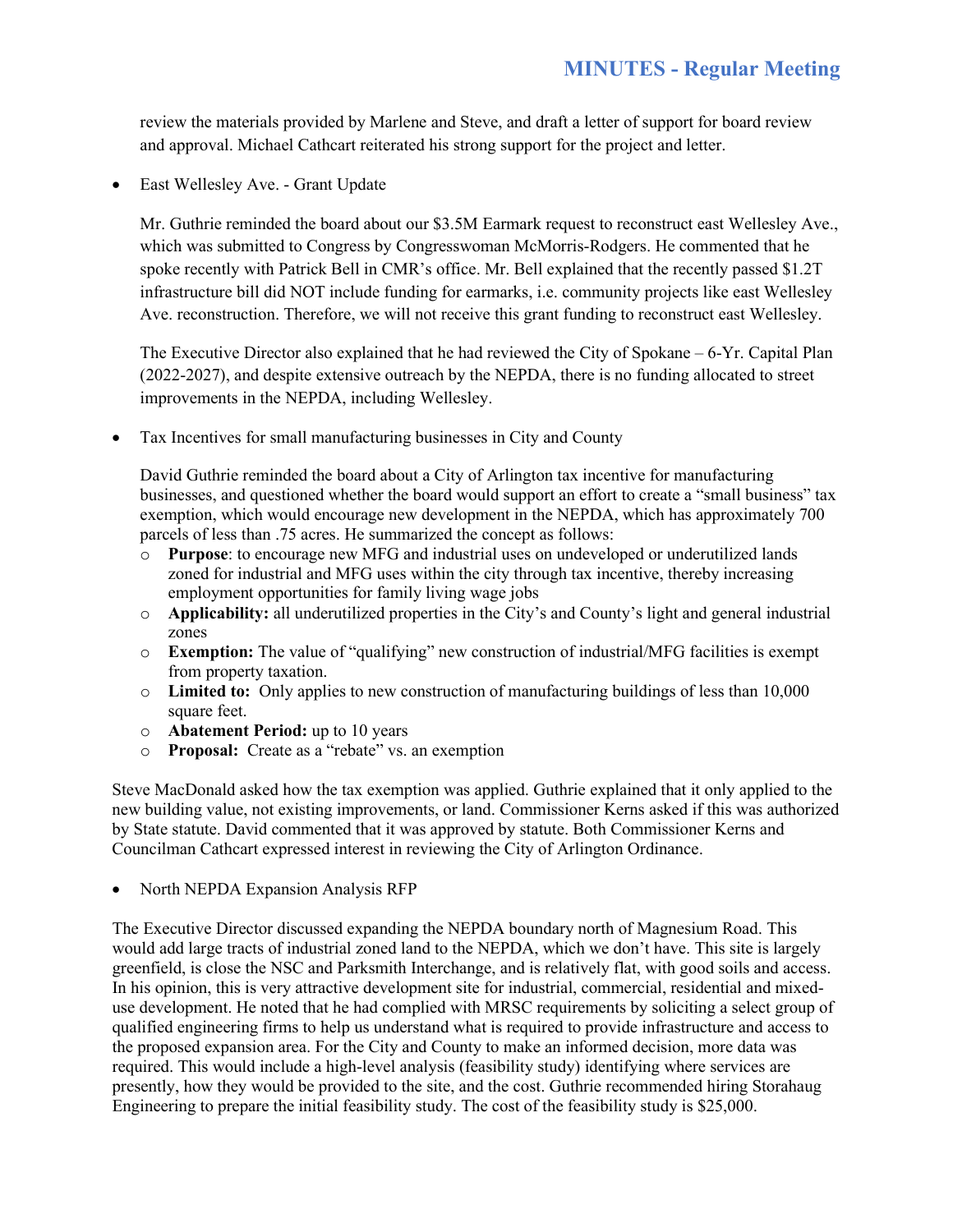review the materials provided by Marlene and Steve, and draft a letter of support for board review and approval. Michael Cathcart reiterated his strong support for the project and letter.

- East Wellesley Ave. - Grant Update

  Mr. Guthrie reminded the board about our $3.5M Earmark request to reconstruct east Wellesley Ave., which was submitted to Congress by Congresswoman McMorris-Rodgers. He commented that he spoke recently with Patrick Bell in CMR's office. Mr. Bell explained that the recently passed $1.2T infrastructure bill did NOT include funding for earmarks, i.e. community projects like east Wellesley Ave. reconstruction. Therefore, we will not receive this grant funding to reconstruct east Wellesley.

  The Executive Director also explained that he had reviewed the City of Spokane – 6-Yr. Capital Plan (2022-2027), and despite extensive outreach by the NEPDA, there is no funding allocated to street improvements in the NEPDA, including Wellesley.

- Tax Incentives for small manufacturing businesses in City and County

  David Guthrie reminded the board about a City of Arlington tax incentive for manufacturing businesses, and questioned whether the board would support an effort to create a "small business" tax exemption, which would encourage new development in the NEPDA, which has approximately 700 parcels of less than .75 acres. He summarized the concept as follows:
  - **Purpose**: to encourage new MFG and industrial uses on undeveloped or underutilized lands zoned for industrial and MFG uses within the city through tax incentive, thereby increasing employment opportunities for family living wage jobs
  - **Applicability:** all underutilized properties in the City's and County's light and general industrial zones
  - **Exemption:** The value of "qualifying" new construction of industrial/MFG facilities is exempt from property taxation.
  - **Limited to:** Only applies to new construction of manufacturing buildings of less than 10,000 square feet.
  - **Abatement Period:** up to 10 years
  - **Proposal:** Create as a "rebate" vs. an exemption

Steve MacDonald asked how the tax exemption was applied. Guthrie explained that it only applied to the new building value, not existing improvements, or land. Commissioner Kerns asked if this was authorized by State statute. David commented that it was approved by statute. Both Commissioner Kerns and Councilman Cathcart expressed interest in reviewing the City of Arlington Ordinance.

- North NEPDA Expansion Analysis RFP

The Executive Director discussed expanding the NEPDA boundary north of Magnesium Road. This would add large tracts of industrial zoned land to the NEPDA, which we don't have. This site is largely greenfield, is close the NSC and Parksmith Interchange, and is relatively flat, with good soils and access. In his opinion, this is very attractive development site for industrial, commercial, residential and mixed-use development. He noted that he had complied with MRSC requirements by soliciting a select group of qualified engineering firms to help us understand what is required to provide infrastructure and access to the proposed expansion area. For the City and County to make an informed decision, more data was required. This would include a high-level analysis (feasibility study) identifying where services are presently, how they would be provided to the site, and the cost. Guthrie recommended hiring Storahaug Engineering to prepare the initial feasibility study. The cost of the feasibility study is $25,000.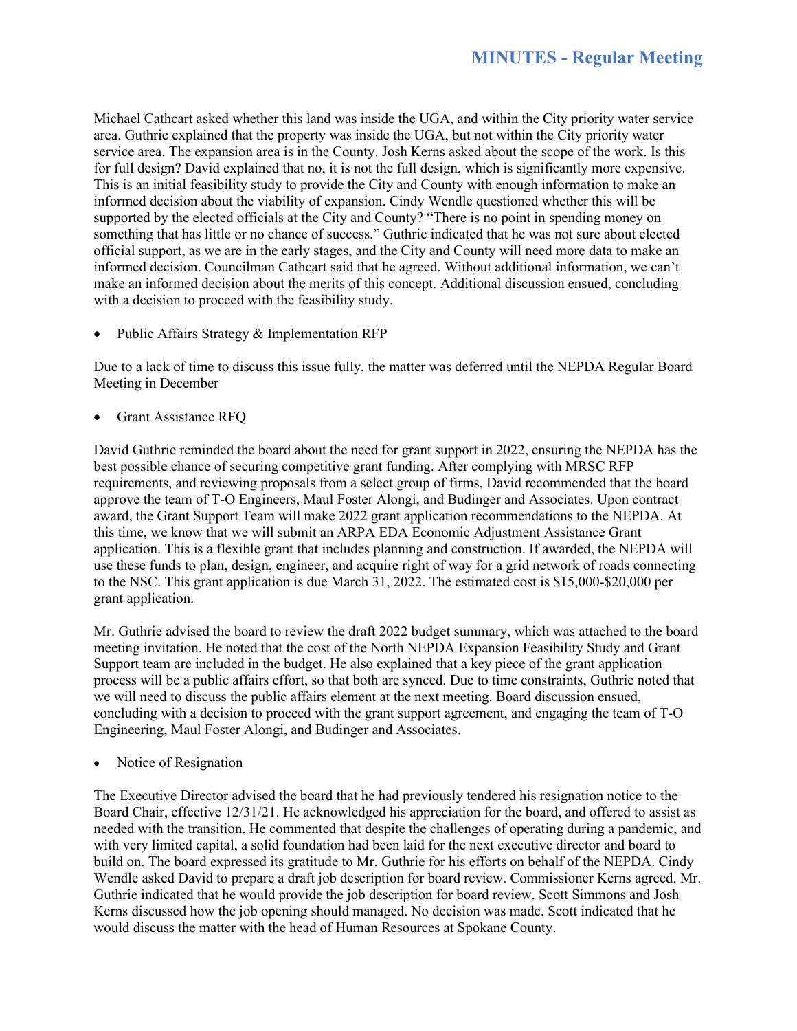Michael Cathcart asked whether this land was inside the UGA, and within the City priority water service area. Guthrie explained that the property was inside the UGA, but not within the City priority water service area. The expansion area is in the County. Josh Kerns asked about the scope of the work. Is this for full design? David explained that no, it is not the full design, which is significantly more expensive. This is an initial feasibility study to provide the City and County with enough information to make an informed decision about the viability of expansion. Cindy Wendle questioned whether this will be supported by the elected officials at the City and County? "There is no point in spending money on something that has little or no chance of success." Guthrie indicated that he was not sure about elected official support, as we are in the early stages, and the City and County will need more data to make an informed decision. Councilman Cathcart said that he agreed. Without additional information, we can't make an informed decision about the merits of this concept. Additional discussion ensued, concluding with a decision to proceed with the feasibility study.

- Public Affairs Strategy & Implementation RFP

Due to a lack of time to discuss this issue fully, the matter was deferred until the NEPDA Regular Board Meeting in December

- Grant Assistance RFQ

David Guthrie reminded the board about the need for grant support in 2022, ensuring the NEPDA has the best possible chance of securing competitive grant funding. After complying with MRSC RFP requirements, and reviewing proposals from a select group of firms, David recommended that the board approve the team of T-O Engineers, Maul Foster Alongi, and Budinger and Associates. Upon contract award, the Grant Support Team will make 2022 grant application recommendations to the NEPDA. At this time, we know that we will submit an ARPA EDA Economic Adjustment Assistance Grant application. This is a flexible grant that includes planning and construction. If awarded, the NEPDA will use these funds to plan, design, engineer, and acquire right of way for a grid network of roads connecting to the NSC. This grant application is due March 31, 2022. The estimated cost is $15,000-$20,000 per grant application.

Mr. Guthrie advised the board to review the draft 2022 budget summary, which was attached to the board meeting invitation. He noted that the cost of the North NEPDA Expansion Feasibility Study and Grant Support team are included in the budget. He also explained that a key piece of the grant application process will be a public affairs effort, so that both are synced. Due to time constraints, Guthrie noted that we will need to discuss the public affairs element at the next meeting. Board discussion ensued, concluding with a decision to proceed with the grant support agreement, and engaging the team of T-O Engineering, Maul Foster Alongi, and Budinger and Associates.

- Notice of Resignation

The Executive Director advised the board that he had previously tendered his resignation notice to the Board Chair, effective 12/31/21. He acknowledged his appreciation for the board, and offered to assist as needed with the transition. He commented that despite the challenges of operating during a pandemic, and with very limited capital, a solid foundation had been laid for the next executive director and board to build on. The board expressed its gratitude to Mr. Guthrie for his efforts on behalf of the NEPDA. Cindy Wendle asked David to prepare a draft job description for board review. Commissioner Kerns agreed. Mr. Guthrie indicated that he would provide the job description for board review. Scott Simmons and Josh Kerns discussed how the job opening should managed. No decision was made. Scott indicated that he would discuss the matter with the head of Human Resources at Spokane County.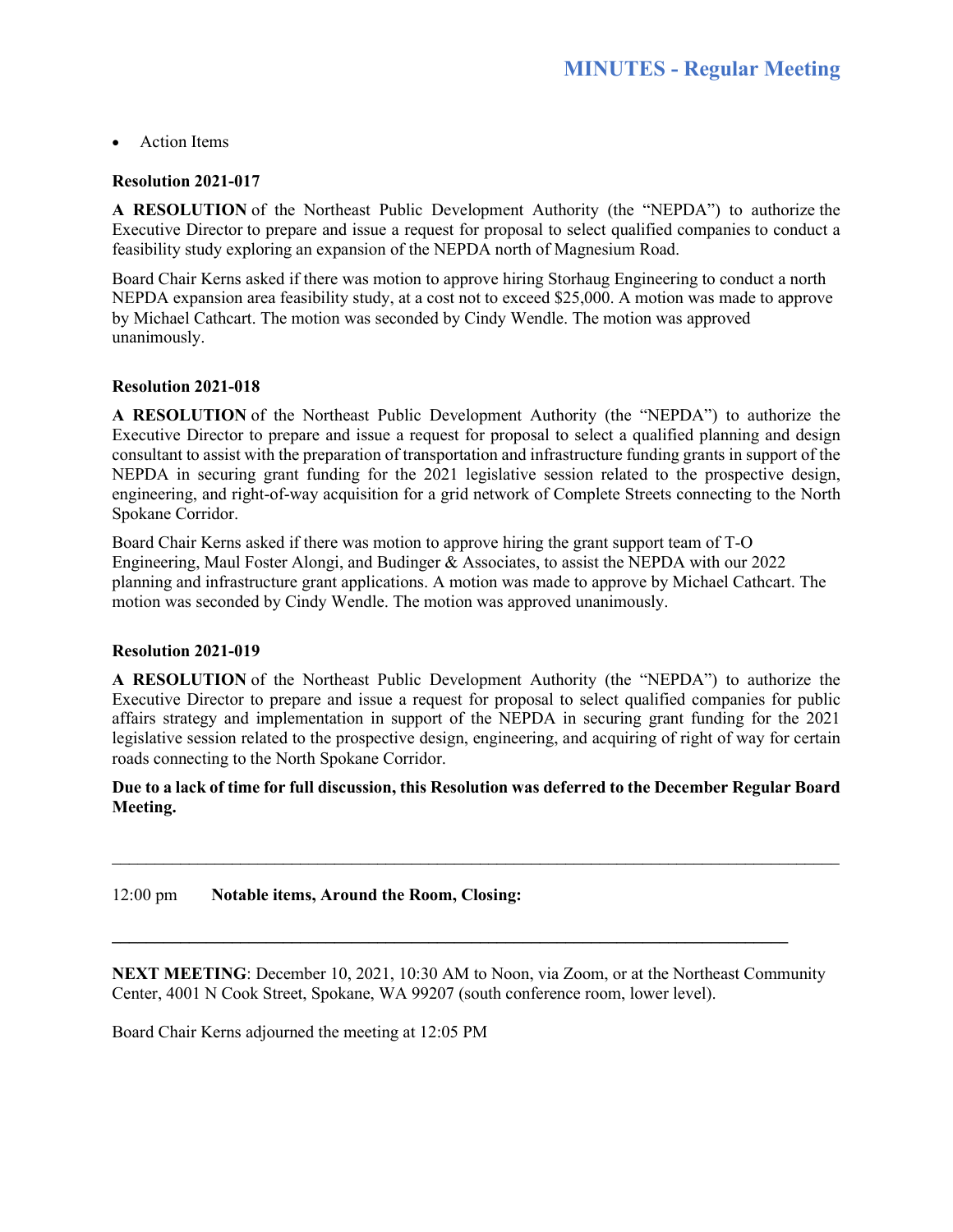- Action Items

**Resolution 2021-017**

**A RESOLUTION** of the Northeast Public Development Authority (the "NEPDA") to authorize the Executive Director to prepare and issue a request for proposal to select qualified companies to conduct a feasibility study exploring an expansion of the NEPDA north of Magnesium Road.

Board Chair Kerns asked if there was motion to approve hiring Storhaug Engineering to conduct a north NEPDA expansion area feasibility study, at a cost not to exceed $25,000. A motion was made to approve by Michael Cathcart. The motion was seconded by Cindy Wendle. The motion was approved unanimously.

**Resolution 2021-018**

**A RESOLUTION** of the Northeast Public Development Authority (the "NEPDA") to authorize the Executive Director to prepare and issue a request for proposal to select a qualified planning and design consultant to assist with the preparation of transportation and infrastructure funding grants in support of the NEPDA in securing grant funding for the 2021 legislative session related to the prospective design, engineering, and right-of-way acquisition for a grid network of Complete Streets connecting to the North Spokane Corridor.

Board Chair Kerns asked if there was motion to approve hiring the grant support team of T-O Engineering, Maul Foster Alongi, and Budinger & Associates, to assist the NEPDA with our 2022 planning and infrastructure grant applications. A motion was made to approve by Michael Cathcart. The motion was seconded by Cindy Wendle. The motion was approved unanimously.

**Resolution 2021-019**

**A RESOLUTION** of the Northeast Public Development Authority (the "NEPDA") to authorize the Executive Director to prepare and issue a request for proposal to select qualified companies for public affairs strategy and implementation in support of the NEPDA in securing grant funding for the 2021 legislative session related to the prospective design, engineering, and acquiring of right of way for certain roads connecting to the North Spokane Corridor.

**Due to a lack of time for full discussion, this Resolution was deferred to the December Regular Board Meeting.**

---

12:00 pm **Notable items, Around the Room, Closing:**

---

**NEXT MEETING**: December 10, 2021, 10:30 AM to Noon, via Zoom, or at the Northeast Community Center, 4001 N Cook Street, Spokane, WA 99207 (south conference room, lower level).

Board Chair Kerns adjourned the meeting at 12:05 PM